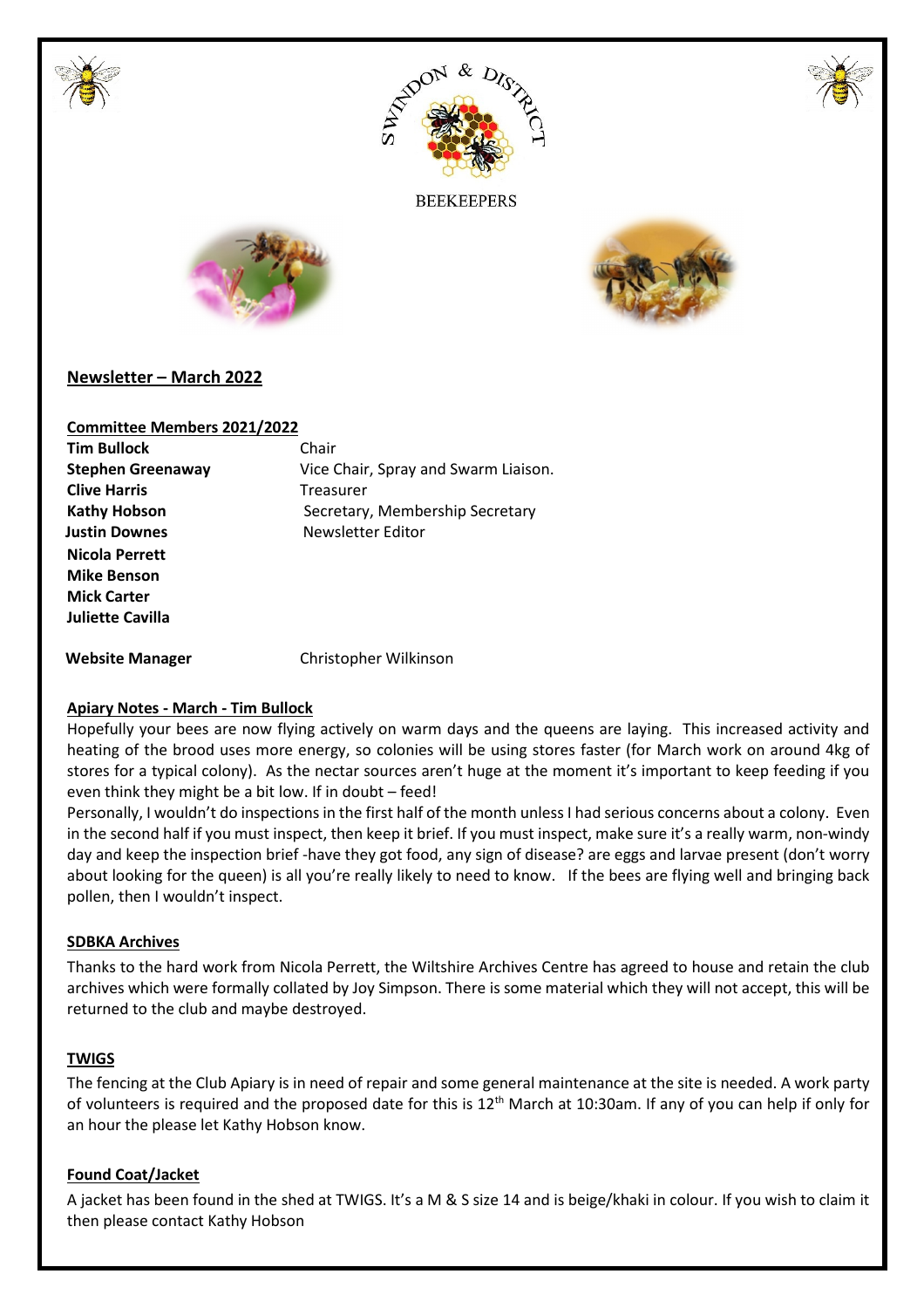SWINDON & DISTRICT BEEKEEPERS

## Newsletter – March 2022

### Committee Members 2021/2022

| | |
|---|---|
| **Tim Bullock** | Chair |
| **Stephen Greenaway** | Vice Chair, Spray and Swarm Liaison. |
| **Clive Harris** | Treasurer |
| **Kathy Hobson** | Secretary, Membership Secretary |
| **Justin Downes** | Newsletter Editor |
| **Nicola Perrett** | |
| **Mike Benson** | |
| **Mick Carter** | |
| **Juliette Cavilla** | |
| | |
| **Website Manager** | Christopher Wilkinson |

### Apiary Notes - March - Tim Bullock

Hopefully your bees are now flying actively on warm days and the queens are laying. This increased activity and heating of the brood uses more energy, so colonies will be using stores faster (for March work on around 4kg of stores for a typical colony). As the nectar sources aren't huge at the moment it's important to keep feeding if you even think they might be a bit low. If in doubt – feed!

Personally, I wouldn't do inspections in the first half of the month unless I had serious concerns about a colony. Even in the second half if you must inspect, then keep it brief. If you must inspect, make sure it's a really warm, non-windy day and keep the inspection brief -have they got food, any sign of disease? are eggs and larvae present (don't worry about looking for the queen) is all you're really likely to need to know. If the bees are flying well and bringing back pollen, then I wouldn't inspect.

### SDBKA Archives

Thanks to the hard work from Nicola Perrett, the Wiltshire Archives Centre has agreed to house and retain the club archives which were formally collated by Joy Simpson. There is some material which they will not accept, this will be returned to the club and maybe destroyed.

### TWIGS

The fencing at the Club Apiary is in need of repair and some general maintenance at the site is needed. A work party of volunteers is required and the proposed date for this is 12th March at 10:30am. If any of you can help if only for an hour the please let Kathy Hobson know.

### Found Coat/Jacket

A jacket has been found in the shed at TWIGS. It's a M & S size 14 and is beige/khaki in colour. If you wish to claim it then please contact Kathy Hobson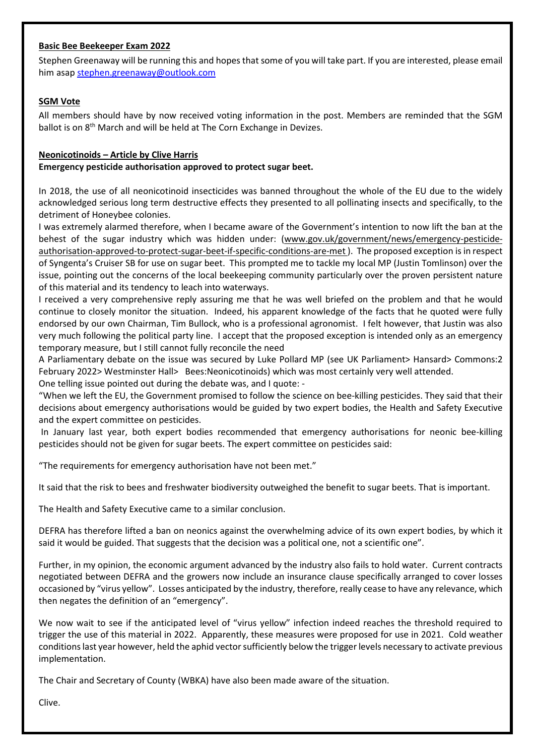**Basic Bee Beekeeper Exam 2022**

Stephen Greenaway will be running this and hopes that some of you will take part. If you are interested, please email him asap stephen.greenaway@outlook.com

**SGM Vote**

All members should have by now received voting information in the post. Members are reminded that the SGM ballot is on 8th March and will be held at The Corn Exchange in Devizes.

**Neonicotinoids – Article by Clive Harris**

**Emergency pesticide authorisation approved to protect sugar beet.**

In 2018, the use of all neonicotinoid insecticides was banned throughout the whole of the EU due to the widely acknowledged serious long term destructive effects they presented to all pollinating insects and specifically, to the detriment of Honeybee colonies.

I was extremely alarmed therefore, when I became aware of the Government's intention to now lift the ban at the behest of the sugar industry which was hidden under: (www.gov.uk/government/news/emergency-pesticide-authorisation-approved-to-protect-sugar-beet-if-specific-conditions-are-met ). The proposed exception is in respect of Syngenta's Cruiser SB for use on sugar beet. This prompted me to tackle my local MP (Justin Tomlinson) over the issue, pointing out the concerns of the local beekeeping community particularly over the proven persistent nature of this material and its tendency to leach into waterways.

I received a very comprehensive reply assuring me that he was well briefed on the problem and that he would continue to closely monitor the situation. Indeed, his apparent knowledge of the facts that he quoted were fully endorsed by our own Chairman, Tim Bullock, who is a professional agronomist. I felt however, that Justin was also very much following the political party line. I accept that the proposed exception is intended only as an emergency temporary measure, but I still cannot fully reconcile the need

A Parliamentary debate on the issue was secured by Luke Pollard MP (see UK Parliament> Hansard> Commons:2 February 2022> Westminster Hall> Bees:Neonicotinoids) which was most certainly very well attended.

One telling issue pointed out during the debate was, and I quote: -

"When we left the EU, the Government promised to follow the science on bee-killing pesticides. They said that their decisions about emergency authorisations would be guided by two expert bodies, the Health and Safety Executive and the expert committee on pesticides.

In January last year, both expert bodies recommended that emergency authorisations for neonic bee-killing pesticides should not be given for sugar beets. The expert committee on pesticides said:

"The requirements for emergency authorisation have not been met."

It said that the risk to bees and freshwater biodiversity outweighed the benefit to sugar beets. That is important.

The Health and Safety Executive came to a similar conclusion.

DEFRA has therefore lifted a ban on neonics against the overwhelming advice of its own expert bodies, by which it said it would be guided. That suggests that the decision was a political one, not a scientific one".

Further, in my opinion, the economic argument advanced by the industry also fails to hold water. Current contracts negotiated between DEFRA and the growers now include an insurance clause specifically arranged to cover losses occasioned by "virus yellow". Losses anticipated by the industry, therefore, really cease to have any relevance, which then negates the definition of an "emergency".

We now wait to see if the anticipated level of "virus yellow" infection indeed reaches the threshold required to trigger the use of this material in 2022. Apparently, these measures were proposed for use in 2021. Cold weather conditions last year however, held the aphid vector sufficiently below the trigger levels necessary to activate previous implementation.

The Chair and Secretary of County (WBKA) have also been made aware of the situation.

Clive.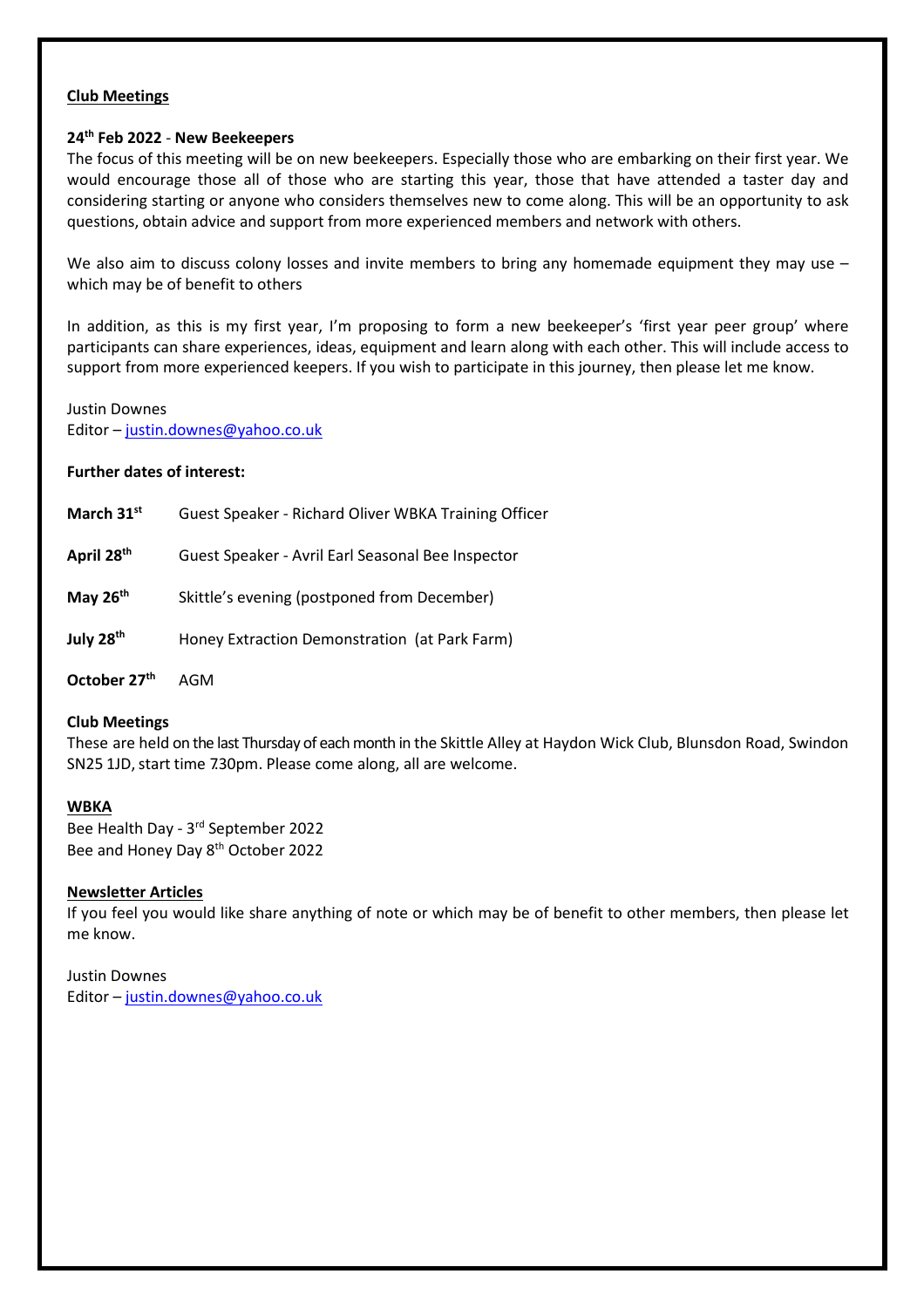## Club Meetings

### 24th Feb 2022 - New Beekeepers

The focus of this meeting will be on new beekeepers. Especially those who are embarking on their first year. We would encourage those all of those who are starting this year, those that have attended a taster day and considering starting or anyone who considers themselves new to come along. This will be an opportunity to ask questions, obtain advice and support from more experienced members and network with others.

We also aim to discuss colony losses and invite members to bring any homemade equipment they may use – which may be of benefit to others

In addition, as this is my first year, I'm proposing to form a new beekeeper's 'first year peer group' where participants can share experiences, ideas, equipment and learn along with each other. This will include access to support from more experienced keepers. If you wish to participate in this journey, then please let me know.

Justin Downes
Editor – justin.downes@yahoo.co.uk

**Further dates of interest:**

| | |
|---|---|
| **March 31st** | Guest Speaker - Richard Oliver WBKA Training Officer |
| **April 28th** | Guest Speaker - Avril Earl Seasonal Bee Inspector |
| **May 26th** | Skittle's evening (postponed from December) |
| **July 28th** | Honey Extraction Demonstration (at Park Farm) |
| **October 27th** | AGM |

**Club Meetings**

These are held on the last Thursday of each month in the Skittle Alley at Haydon Wick Club, Blunsdon Road, Swindon SN25 1JD, start time 7.30pm. Please come along, all are welcome.

## WBKA

Bee Health Day - 3rd September 2022
Bee and Honey Day 8th October 2022

## Newsletter Articles

If you feel you would like share anything of note or which may be of benefit to other members, then please let me know.

Justin Downes
Editor – justin.downes@yahoo.co.uk